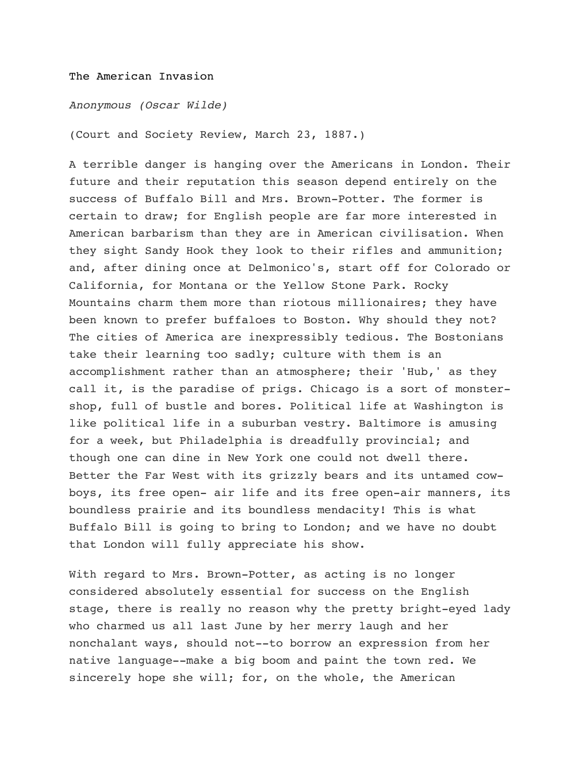# The American Invasion

*Anonymous (Oscar Wilde)*

(Court and Society Review, March 23, 1887.)

A terrible danger is hanging over the Americans in London. Their future and their reputation this season depend entirely on the success of Buffalo Bill and Mrs. Brown-Potter. The former is certain to draw; for English people are far more interested in American barbarism than they are in American civilisation. When they sight Sandy Hook they look to their rifles and ammunition; and, after dining once at Delmonico's, start off for Colorado or California, for Montana or the Yellow Stone Park. Rocky Mountains charm them more than riotous millionaires; they have been known to prefer buffaloes to Boston. Why should they not? The cities of America are inexpressibly tedious. The Bostonians take their learning too sadly; culture with them is an accomplishment rather than an atmosphere; their 'Hub,' as they call it, is the paradise of prigs. Chicago is a sort of monster-shop, full of bustle and bores. Political life at Washington is like political life in a suburban vestry. Baltimore is amusing for a week, but Philadelphia is dreadfully provincial; and though one can dine in New York one could not dwell there. Better the Far West with its grizzly bears and its untamed cow-boys, its free open- air life and its free open-air manners, its boundless prairie and its boundless mendacity! This is what Buffalo Bill is going to bring to London; and we have no doubt that London will fully appreciate his show.

With regard to Mrs. Brown-Potter, as acting is no longer considered absolutely essential for success on the English stage, there is really no reason why the pretty bright-eyed lady who charmed us all last June by her merry laugh and her nonchalant ways, should not--to borrow an expression from her native language--make a big boom and paint the town red. We sincerely hope she will; for, on the whole, the American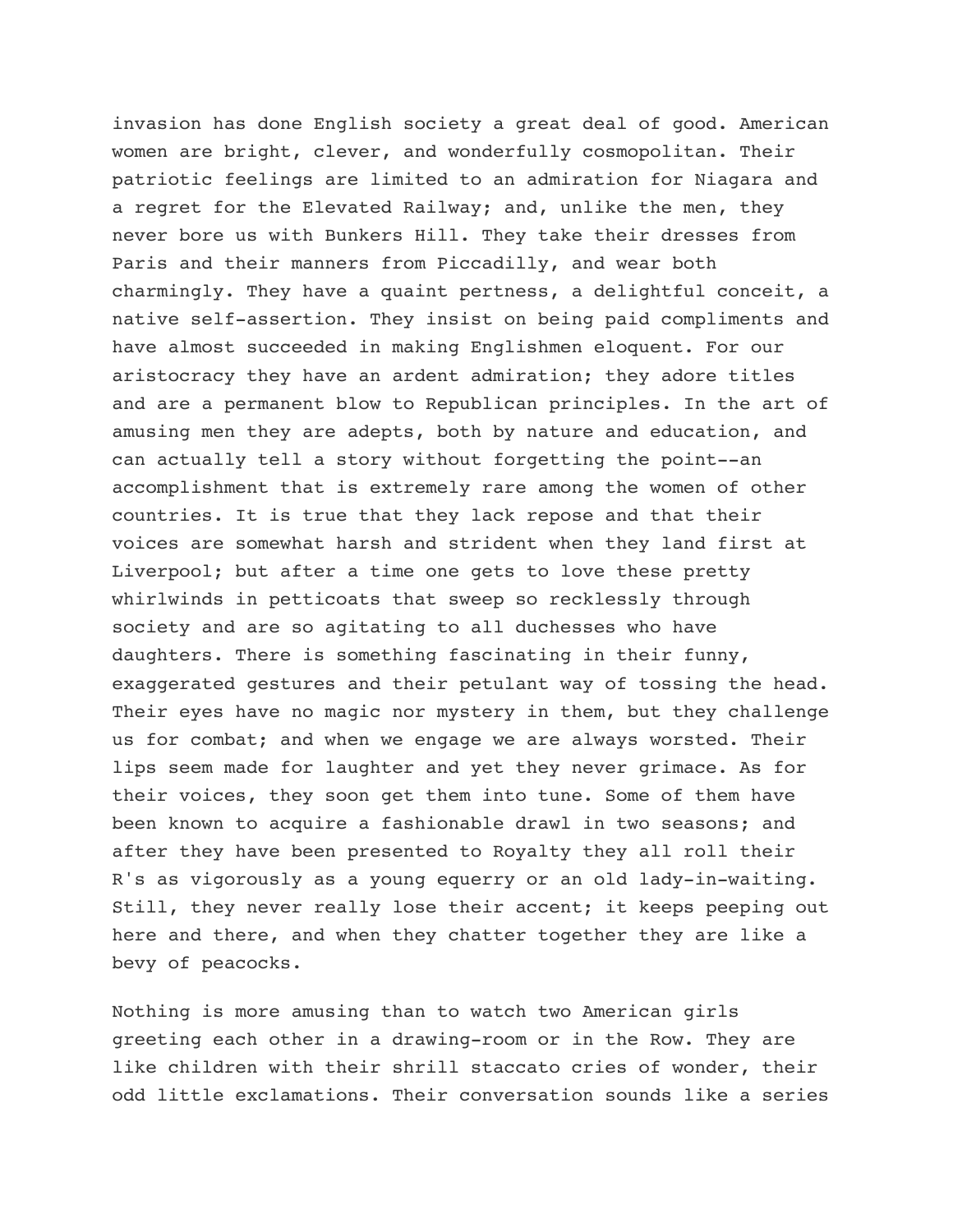invasion has done English society a great deal of good. American women are bright, clever, and wonderfully cosmopolitan. Their patriotic feelings are limited to an admiration for Niagara and a regret for the Elevated Railway; and, unlike the men, they never bore us with Bunkers Hill. They take their dresses from Paris and their manners from Piccadilly, and wear both charmingly. They have a quaint pertness, a delightful conceit, a native self-assertion. They insist on being paid compliments and have almost succeeded in making Englishmen eloquent. For our aristocracy they have an ardent admiration; they adore titles and are a permanent blow to Republican principles. In the art of amusing men they are adepts, both by nature and education, and can actually tell a story without forgetting the point--an accomplishment that is extremely rare among the women of other countries. It is true that they lack repose and that their voices are somewhat harsh and strident when they land first at Liverpool; but after a time one gets to love these pretty whirlwinds in petticoats that sweep so recklessly through society and are so agitating to all duchesses who have daughters. There is something fascinating in their funny, exaggerated gestures and their petulant way of tossing the head. Their eyes have no magic nor mystery in them, but they challenge us for combat; and when we engage we are always worsted. Their lips seem made for laughter and yet they never grimace. As for their voices, they soon get them into tune. Some of them have been known to acquire a fashionable drawl in two seasons; and after they have been presented to Royalty they all roll their R's as vigorously as a young equerry or an old lady-in-waiting. Still, they never really lose their accent; it keeps peeping out here and there, and when they chatter together they are like a bevy of peacocks.

Nothing is more amusing than to watch two American girls greeting each other in a drawing-room or in the Row. They are like children with their shrill staccato cries of wonder, their odd little exclamations. Their conversation sounds like a series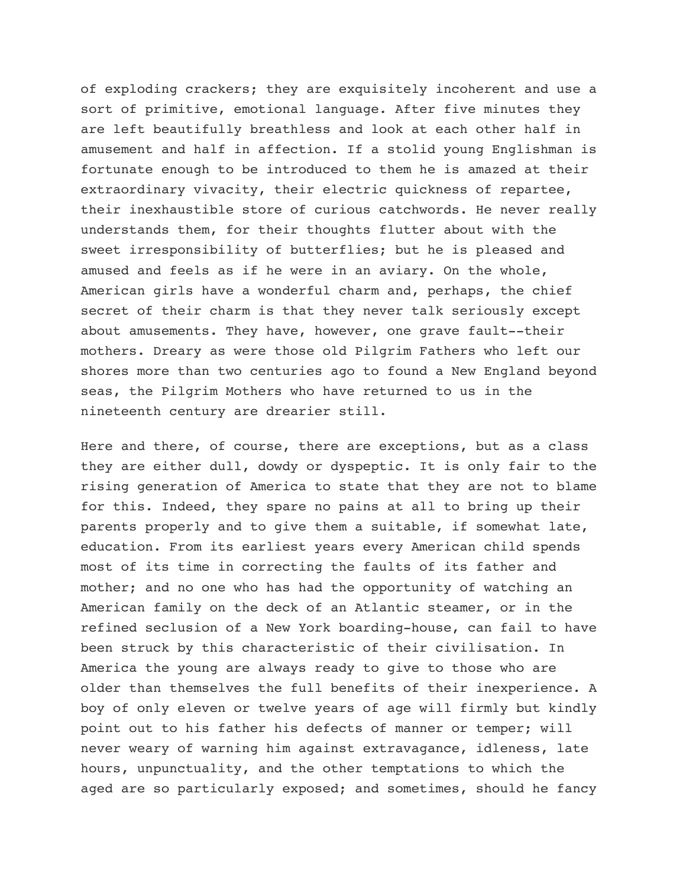of exploding crackers; they are exquisitely incoherent and use a sort of primitive, emotional language. After five minutes they are left beautifully breathless and look at each other half in amusement and half in affection. If a stolid young Englishman is fortunate enough to be introduced to them he is amazed at their extraordinary vivacity, their electric quickness of repartee, their inexhaustible store of curious catchwords. He never really understands them, for their thoughts flutter about with the sweet irresponsibility of butterflies; but he is pleased and amused and feels as if he were in an aviary. On the whole, American girls have a wonderful charm and, perhaps, the chief secret of their charm is that they never talk seriously except about amusements. They have, however, one grave fault--their mothers. Dreary as were those old Pilgrim Fathers who left our shores more than two centuries ago to found a New England beyond seas, the Pilgrim Mothers who have returned to us in the nineteenth century are drearier still.

Here and there, of course, there are exceptions, but as a class they are either dull, dowdy or dyspeptic. It is only fair to the rising generation of America to state that they are not to blame for this. Indeed, they spare no pains at all to bring up their parents properly and to give them a suitable, if somewhat late, education. From its earliest years every American child spends most of its time in correcting the faults of its father and mother; and no one who has had the opportunity of watching an American family on the deck of an Atlantic steamer, or in the refined seclusion of a New York boarding-house, can fail to have been struck by this characteristic of their civilisation. In America the young are always ready to give to those who are older than themselves the full benefits of their inexperience. A boy of only eleven or twelve years of age will firmly but kindly point out to his father his defects of manner or temper; will never weary of warning him against extravagance, idleness, late hours, unpunctuality, and the other temptations to which the aged are so particularly exposed; and sometimes, should he fancy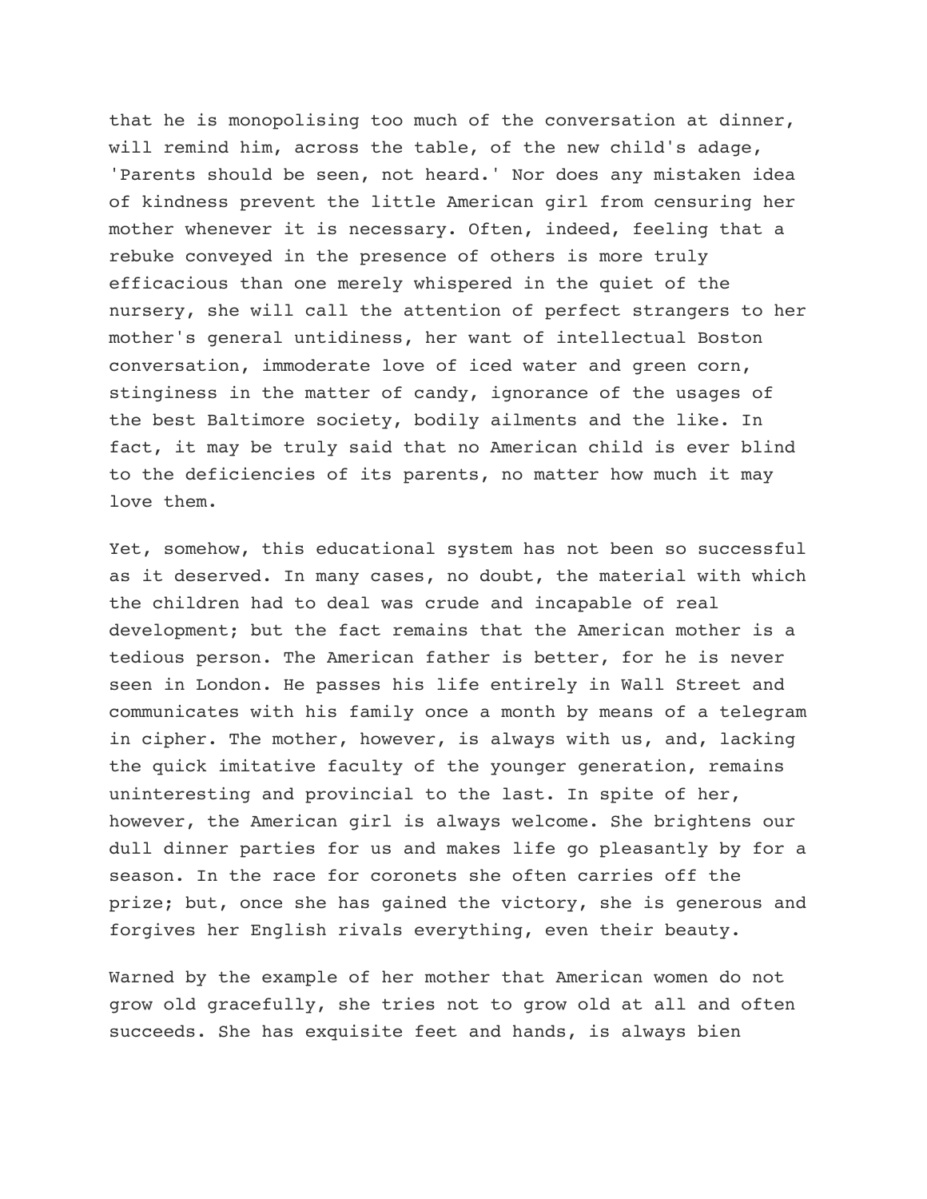that he is monopolising too much of the conversation at dinner, will remind him, across the table, of the new child's adage, 'Parents should be seen, not heard.' Nor does any mistaken idea of kindness prevent the little American girl from censuring her mother whenever it is necessary. Often, indeed, feeling that a rebuke conveyed in the presence of others is more truly efficacious than one merely whispered in the quiet of the nursery, she will call the attention of perfect strangers to her mother's general untidiness, her want of intellectual Boston conversation, immoderate love of iced water and green corn, stinginess in the matter of candy, ignorance of the usages of the best Baltimore society, bodily ailments and the like. In fact, it may be truly said that no American child is ever blind to the deficiencies of its parents, no matter how much it may love them.

Yet, somehow, this educational system has not been so successful as it deserved. In many cases, no doubt, the material with which the children had to deal was crude and incapable of real development; but the fact remains that the American mother is a tedious person. The American father is better, for he is never seen in London. He passes his life entirely in Wall Street and communicates with his family once a month by means of a telegram in cipher. The mother, however, is always with us, and, lacking the quick imitative faculty of the younger generation, remains uninteresting and provincial to the last. In spite of her, however, the American girl is always welcome. She brightens our dull dinner parties for us and makes life go pleasantly by for a season. In the race for coronets she often carries off the prize; but, once she has gained the victory, she is generous and forgives her English rivals everything, even their beauty.

Warned by the example of her mother that American women do not grow old gracefully, she tries not to grow old at all and often succeeds. She has exquisite feet and hands, is always bien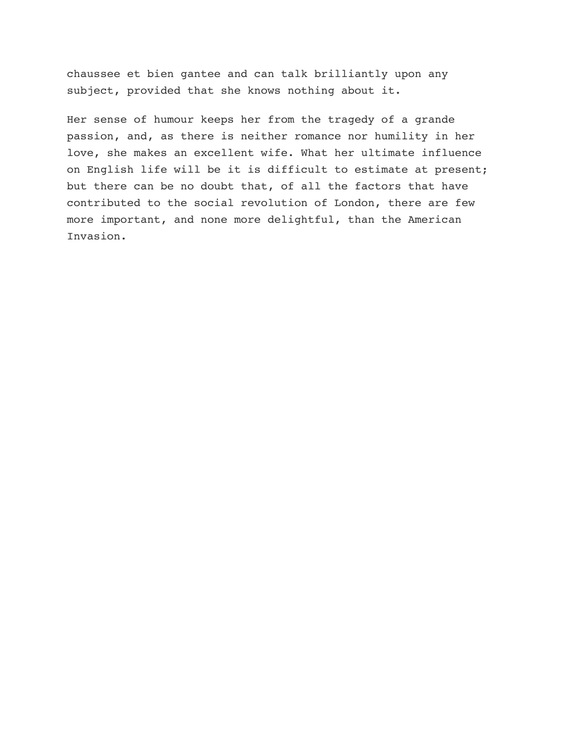chaussee et bien gantee and can talk brilliantly upon any subject, provided that she knows nothing about it.

Her sense of humour keeps her from the tragedy of a grande passion, and, as there is neither romance nor humility in her love, she makes an excellent wife. What her ultimate influence on English life will be it is difficult to estimate at present; but there can be no doubt that, of all the factors that have contributed to the social revolution of London, there are few more important, and none more delightful, than the American Invasion.